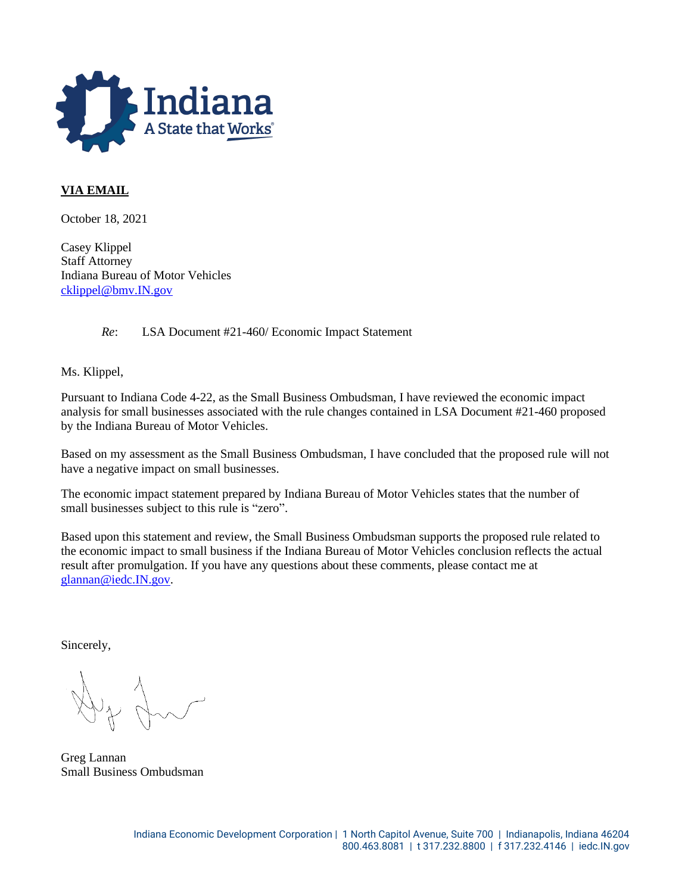Indiana
A State that Works

**VIA EMAIL**

October 18, 2021

Casey Klippel
Staff Attorney
Indiana Bureau of Motor Vehicles
cklippel@bmv.IN.gov

*Re*: LSA Document #21-460/ Economic Impact Statement

Ms. Klippel,

Pursuant to Indiana Code 4-22, as the Small Business Ombudsman, I have reviewed the economic impact analysis for small businesses associated with the rule changes contained in LSA Document #21-460 proposed by the Indiana Bureau of Motor Vehicles.

Based on my assessment as the Small Business Ombudsman, I have concluded that the proposed rule will not have a negative impact on small businesses.

The economic impact statement prepared by Indiana Bureau of Motor Vehicles states that the number of small businesses subject to this rule is "zero".

Based upon this statement and review, the Small Business Ombudsman supports the proposed rule related to the economic impact to small business if the Indiana Bureau of Motor Vehicles conclusion reflects the actual result after promulgation. If you have any questions about these comments, please contact me at glannan@iedc.IN.gov.

Sincerely,

Greg Lannan
Small Business Ombudsman

Indiana Economic Development Corporation | 1 North Capitol Avenue, Suite 700 | Indianapolis, Indiana 46204
800.463.8081 | t 317.232.8800 | f 317.232.4146 | iedc.IN.gov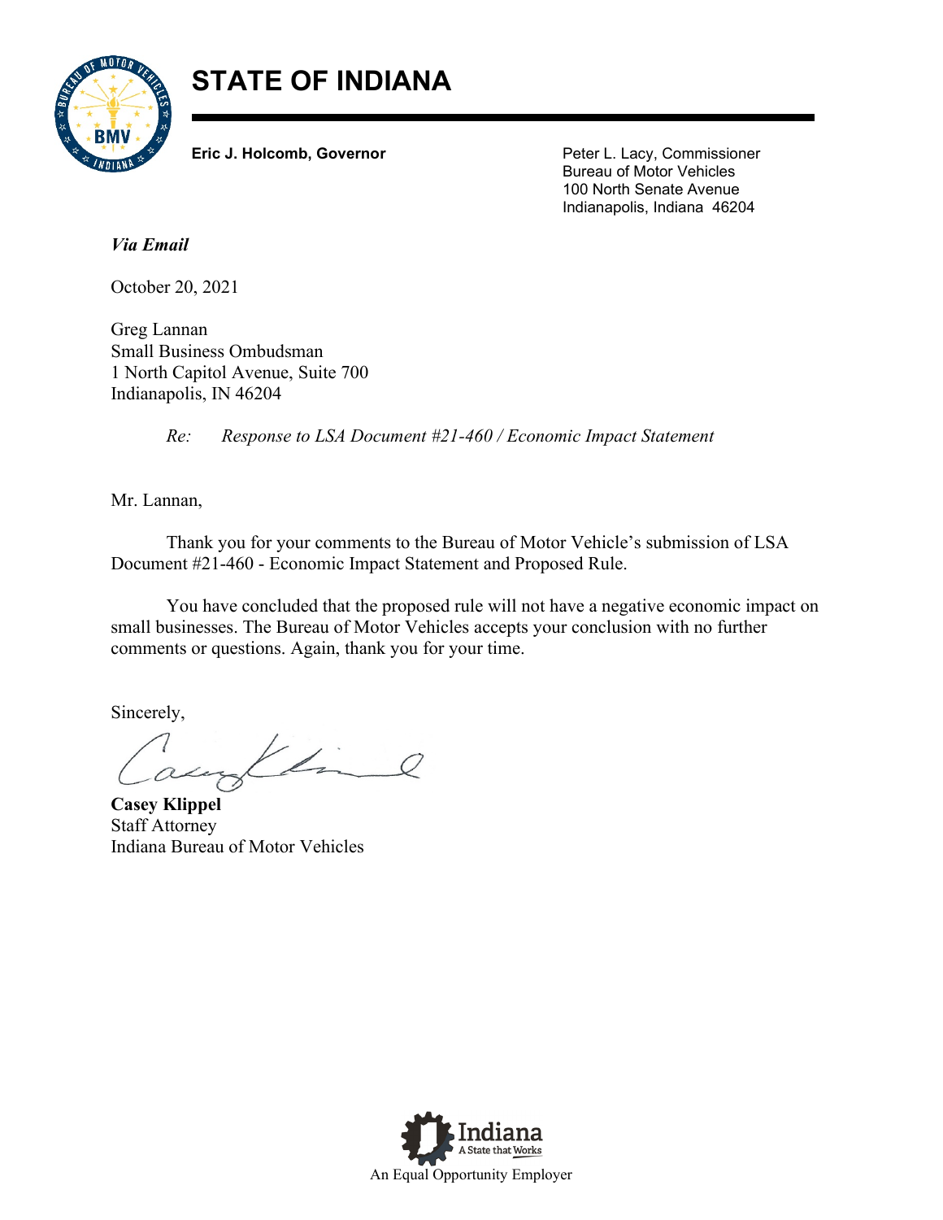# STATE OF INDIANA

**Eric J. Holcomb, Governor**

Peter L. Lacy, Commissioner
Bureau of Motor Vehicles
100 North Senate Avenue
Indianapolis, Indiana 46204

***Via Email***

October 20, 2021

Greg Lannan
Small Business Ombudsman
1 North Capitol Avenue, Suite 700
Indianapolis, IN 46204

*Re: Response to LSA Document #21-460 / Economic Impact Statement*

Mr. Lannan,

Thank you for your comments to the Bureau of Motor Vehicle's submission of LSA Document #21-460 - Economic Impact Statement and Proposed Rule.

You have concluded that the proposed rule will not have a negative economic impact on small businesses. The Bureau of Motor Vehicles accepts your conclusion with no further comments or questions. Again, thank you for your time.

Sincerely,

**Casey Klippel**
Staff Attorney
Indiana Bureau of Motor Vehicles

Indiana
A State that Works
An Equal Opportunity Employer